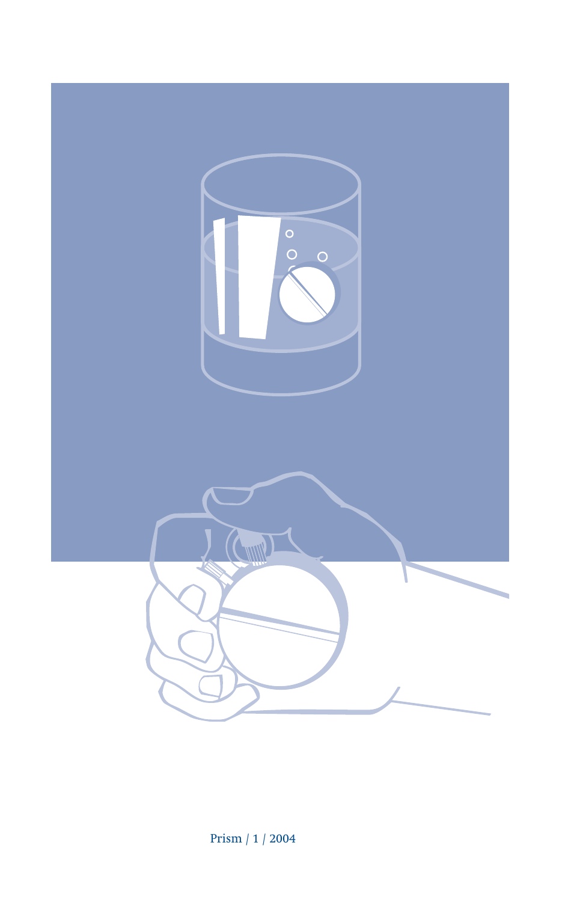Prism / 1 / 2004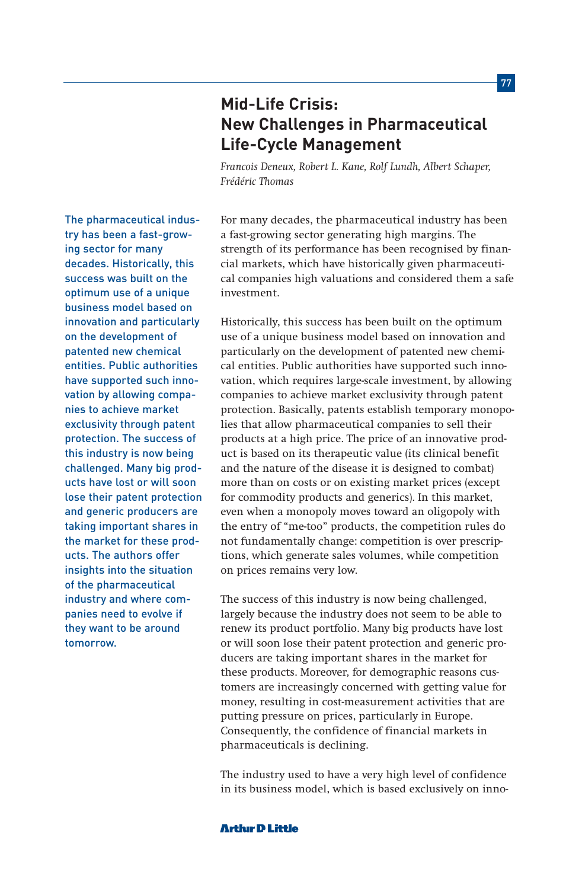# Mid-Life Crisis: New Challenges in Pharmaceutical Life-Cycle Management

*Francois Deneux, Robert L. Kane, Rolf Lundh, Albert Schaper, Frédéric Thomas*

The pharmaceutical industry has been a fast-growing sector for many decades. Historically, this success was built on the optimum use of a unique business model based on innovation and particularly on the development of patented new chemical entities. Public authorities have supported such innovation by allowing companies to achieve market exclusivity through patent protection. The success of this industry is now being challenged. Many big products have lost or will soon lose their patent protection and generic producers are taking important shares in the market for these products. The authors offer insights into the situation of the pharmaceutical industry and where companies need to evolve if they want to be around tomorrow.

For many decades, the pharmaceutical industry has been a fast-growing sector generating high margins. The strength of its performance has been recognised by financial markets, which have historically given pharmaceutical companies high valuations and considered them a safe investment.

Historically, this success has been built on the optimum use of a unique business model based on innovation and particularly on the development of patented new chemical entities. Public authorities have supported such innovation, which requires large-scale investment, by allowing companies to achieve market exclusivity through patent protection. Basically, patents establish temporary monopolies that allow pharmaceutical companies to sell their products at a high price. The price of an innovative product is based on its therapeutic value (its clinical benefit and the nature of the disease it is designed to combat) more than on costs or on existing market prices (except for commodity products and generics). In this market, even when a monopoly moves toward an oligopoly with the entry of "me-too" products, the competition rules do not fundamentally change: competition is over prescriptions, which generate sales volumes, while competition on prices remains very low.

The success of this industry is now being challenged, largely because the industry does not seem to be able to renew its product portfolio. Many big products have lost or will soon lose their patent protection and generic producers are taking important shares in the market for these products. Moreover, for demographic reasons customers are increasingly concerned with getting value for money, resulting in cost-measurement activities that are putting pressure on prices, particularly in Europe. Consequently, the confidence of financial markets in pharmaceuticals is declining.

The industry used to have a very high level of confidence in its business model, which is based exclusively on inno-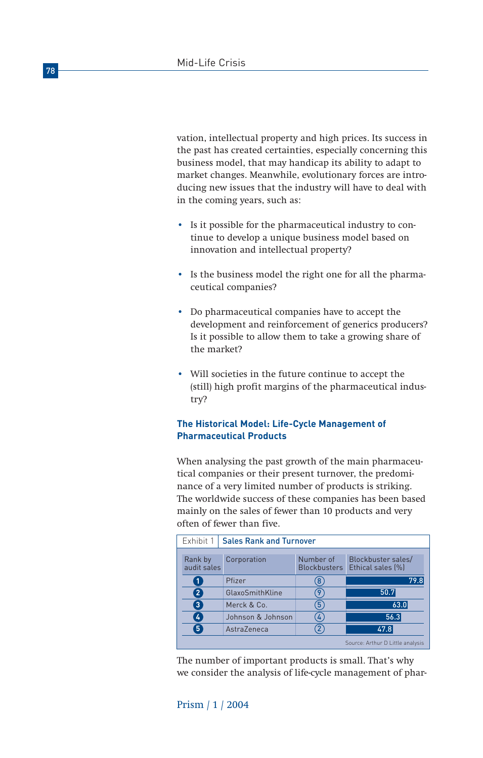vation, intellectual property and high prices. Its success in the past has created certainties, especially concerning this business model, that may handicap its ability to adapt to market changes. Meanwhile, evolutionary forces are introducing new issues that the industry will have to deal with in the coming years, such as:

- Is it possible for the pharmaceutical industry to continue to develop a unique business model based on innovation and intellectual property?
- Is the business model the right one for all the pharmaceutical companies?
- Do pharmaceutical companies have to accept the development and reinforcement of generics producers? Is it possible to allow them to take a growing share of the market?
- Will societies in the future continue to accept the (still) high profit margins of the pharmaceutical industry?

## The Historical Model: Life-Cycle Management of Pharmaceutical Products

When analysing the past growth of the main pharmaceutical companies or their present turnover, the predominance of a very limited number of products is striking. The worldwide success of these companies has been based mainly on the sales of fewer than 10 products and very often of fewer than five.

Exhibit 1 Sales Rank and Turnover

| Rank by audit sales | Corporation | Number of Blockbusters | Blockbuster sales/ Ethical sales (%) |
|---|---|---|---|
| 1 | Pfizer | 8 | 79.8 |
| 2 | GlaxoSmithKline | 9 | 50.7 |
| 3 | Merck & Co. | 5 | 63.0 |
| 4 | Johnson & Johnson | 4 | 56.3 |
| 5 | AstraZeneca | 2 | 47.8 |

Source: Arthur D Little analysis

The number of important products is small. That's why we consider the analysis of life-cycle management of phar-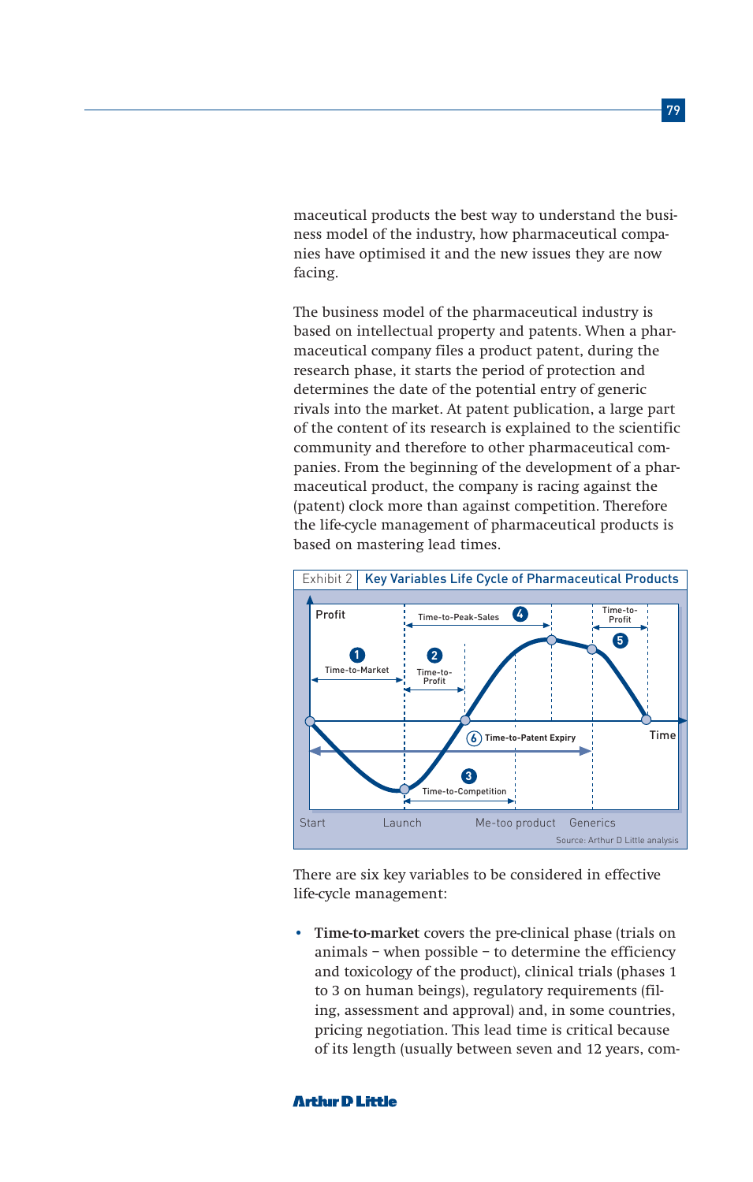maceutical products the best way to understand the business model of the industry, how pharmaceutical companies have optimised it and the new issues they are now facing.

The business model of the pharmaceutical industry is based on intellectual property and patents. When a pharmaceutical company files a product patent, during the research phase, it starts the period of protection and determines the date of the potential entry of generic rivals into the market. At patent publication, a large part of the content of its research is explained to the scientific community and therefore to other pharmaceutical companies. From the beginning of the development of a pharmaceutical product, the company is racing against the (patent) clock more than against competition. Therefore the life-cycle management of pharmaceutical products is based on mastering lead times.

Exhibit 2 | Key Variables Life Cycle of Pharmaceutical Products

Profit

1 Time-to-Market

2 Time-to-Profit

3 Time-to-Competition

4 Time-to-Peak-Sales

5 Time-to-Profit

6 Time-to-Patent Expiry

Time

Start · Launch · Me-too product · Generics

Source: Arthur D Little analysis

There are six key variables to be considered in effective life-cycle management:

- **Time-to-market** covers the pre-clinical phase (trials on animals – when possible – to determine the efficiency and toxicology of the product), clinical trials (phases 1 to 3 on human beings), regulatory requirements (filing, assessment and approval) and, in some countries, pricing negotiation. This lead time is critical because of its length (usually between seven and 12 years, com-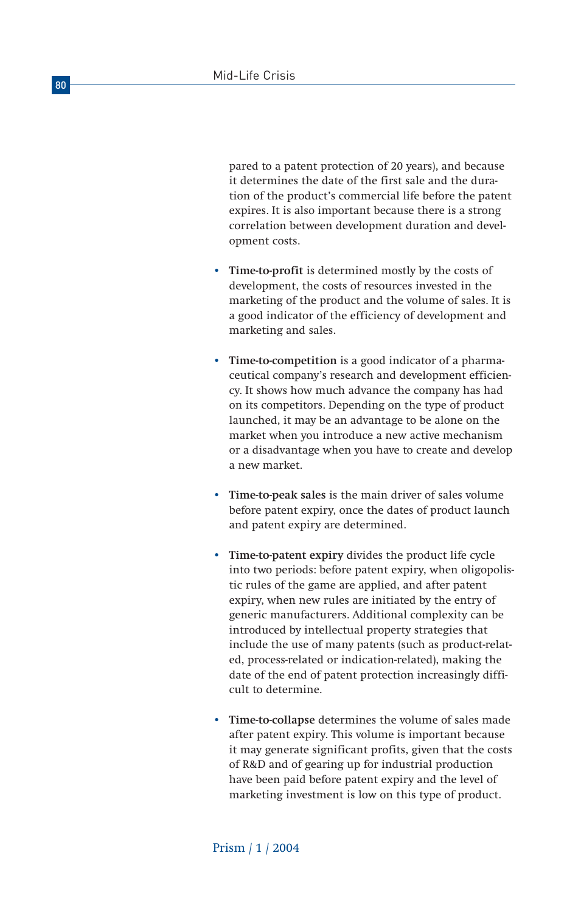pared to a patent protection of 20 years), and because it determines the date of the first sale and the duration of the product's commercial life before the patent expires. It is also important because there is a strong correlation between development duration and development costs.

- **Time-to-profit** is determined mostly by the costs of development, the costs of resources invested in the marketing of the product and the volume of sales. It is a good indicator of the efficiency of development and marketing and sales.

- **Time-to-competition** is a good indicator of a pharmaceutical company's research and development efficiency. It shows how much advance the company has had on its competitors. Depending on the type of product launched, it may be an advantage to be alone on the market when you introduce a new active mechanism or a disadvantage when you have to create and develop a new market.

- **Time-to-peak sales** is the main driver of sales volume before patent expiry, once the dates of product launch and patent expiry are determined.

- **Time-to-patent expiry** divides the product life cycle into two periods: before patent expiry, when oligopolistic rules of the game are applied, and after patent expiry, when new rules are initiated by the entry of generic manufacturers. Additional complexity can be introduced by intellectual property strategies that include the use of many patents (such as product-related, process-related or indication-related), making the date of the end of patent protection increasingly difficult to determine.

- **Time-to-collapse** determines the volume of sales made after patent expiry. This volume is important because it may generate significant profits, given that the costs of R&D and of gearing up for industrial production have been paid before patent expiry and the level of marketing investment is low on this type of product.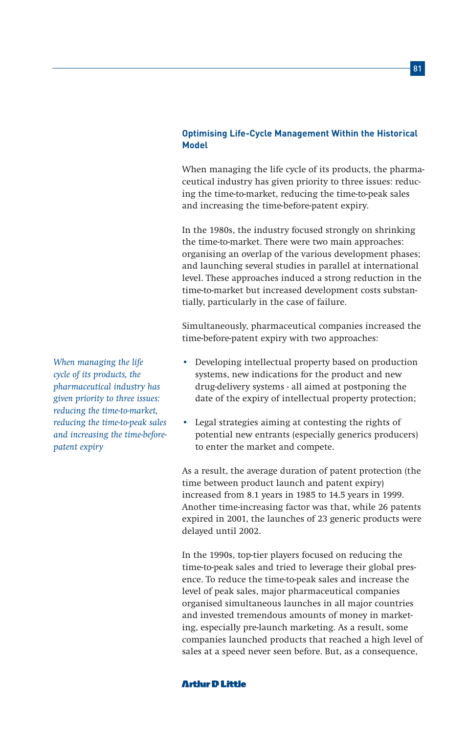### Optimising Life-Cycle Management Within the Historical Model

When managing the life cycle of its products, the pharmaceutical industry has given priority to three issues: reducing the time-to-market, reducing the time-to-peak sales and increasing the time-before-patent expiry.

In the 1980s, the industry focused strongly on shrinking the time-to-market. There were two main approaches: organising an overlap of the various development phases; and launching several studies in parallel at international level. These approaches induced a strong reduction in the time-to-market but increased development costs substantially, particularly in the case of failure.

Simultaneously, pharmaceutical companies increased the time-before-patent expiry with two approaches:

*When managing the life cycle of its products, the pharmaceutical industry has given priority to three issues: reducing the time-to-market, reducing the time-to-peak sales and increasing the time-before-patent expiry*

- Developing intellectual property based on production systems, new indications for the product and new drug-delivery systems - all aimed at postponing the date of the expiry of intellectual property protection;
- Legal strategies aiming at contesting the rights of potential new entrants (especially generics producers) to enter the market and compete.

As a result, the average duration of patent protection (the time between product launch and patent expiry) increased from 8.1 years in 1985 to 14.5 years in 1999. Another time-increasing factor was that, while 26 patents expired in 2001, the launches of 23 generic products were delayed until 2002.

In the 1990s, top-tier players focused on reducing the time-to-peak sales and tried to leverage their global presence. To reduce the time-to-peak sales and increase the level of peak sales, major pharmaceutical companies organised simultaneous launches in all major countries and invested tremendous amounts of money in marketing, especially pre-launch marketing. As a result, some companies launched products that reached a high level of sales at a speed never seen before. But, as a consequence,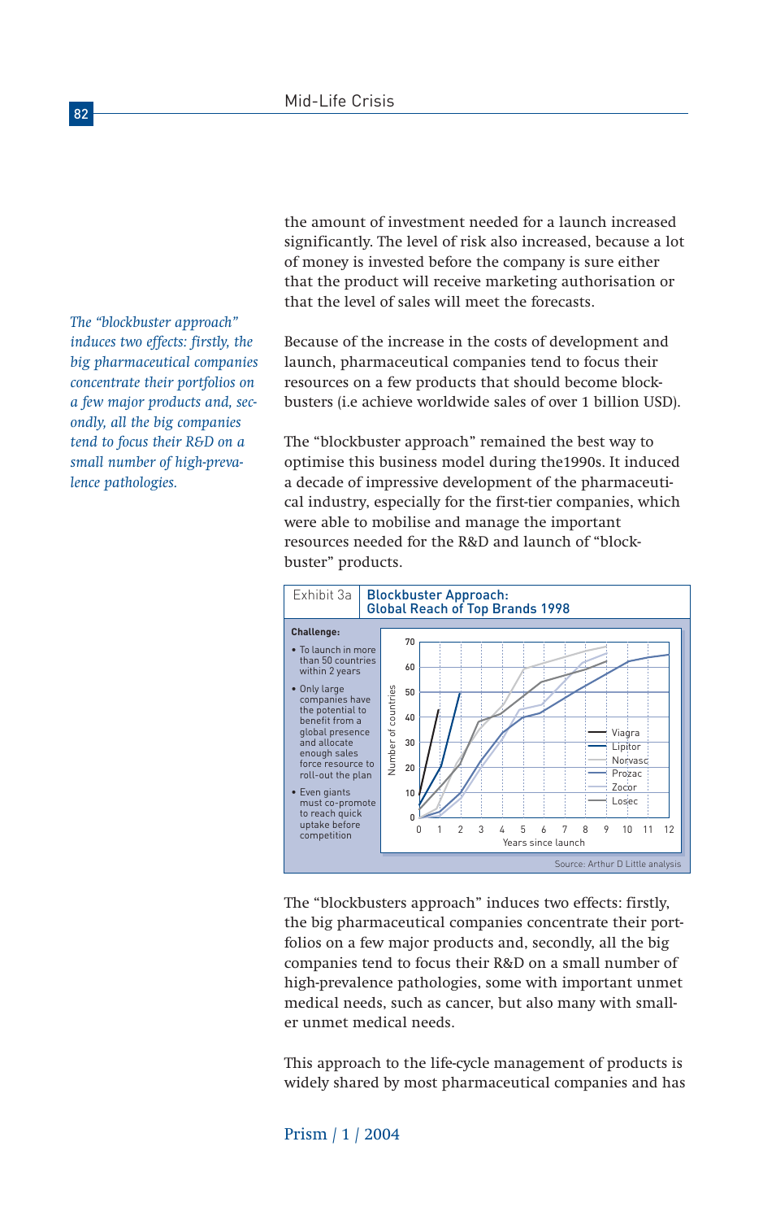the amount of investment needed for a launch increased significantly. The level of risk also increased, because a lot of money is invested before the company is sure either that the product will receive marketing authorisation or that the level of sales will meet the forecasts.

*The "blockbuster approach" induces two effects: firstly, the big pharmaceutical companies concentrate their portfolios on a few major products and, secondly, all the big companies tend to focus their R&D on a small number of high-prevalence pathologies.*

Because of the increase in the costs of development and launch, pharmaceutical companies tend to focus their resources on a few products that should become blockbusters (i.e achieve worldwide sales of over 1 billion USD).

The "blockbuster approach" remained the best way to optimise this business model during the1990s. It induced a decade of impressive development of the pharmaceutical industry, especially for the first-tier companies, which were able to mobilise and manage the important resources needed for the R&D and launch of "blockbuster" products.

**Exhibit 3a — Blockbuster Approach: Global Reach of Top Brands 1998**

**Challenge:**

- To launch in more than 50 countries within 2 years
- Only large companies have the potential to benefit from a global presence and allocate enough sales force resource to roll-out the plan
- Even giants must co-promote to reach quick uptake before competition

Chart: Number of countries (0–70) vs. Years since launch (0–12) for Viagra, Lipitor, Norvasc, Prozac, Zocor, Losec.

Source: Arthur D Little analysis

The "blockbusters approach" induces two effects: firstly, the big pharmaceutical companies concentrate their portfolios on a few major products and, secondly, all the big companies tend to focus their R&D on a small number of high-prevalence pathologies, some with important unmet medical needs, such as cancer, but also many with smaller unmet medical needs.

This approach to the life-cycle management of products is widely shared by most pharmaceutical companies and has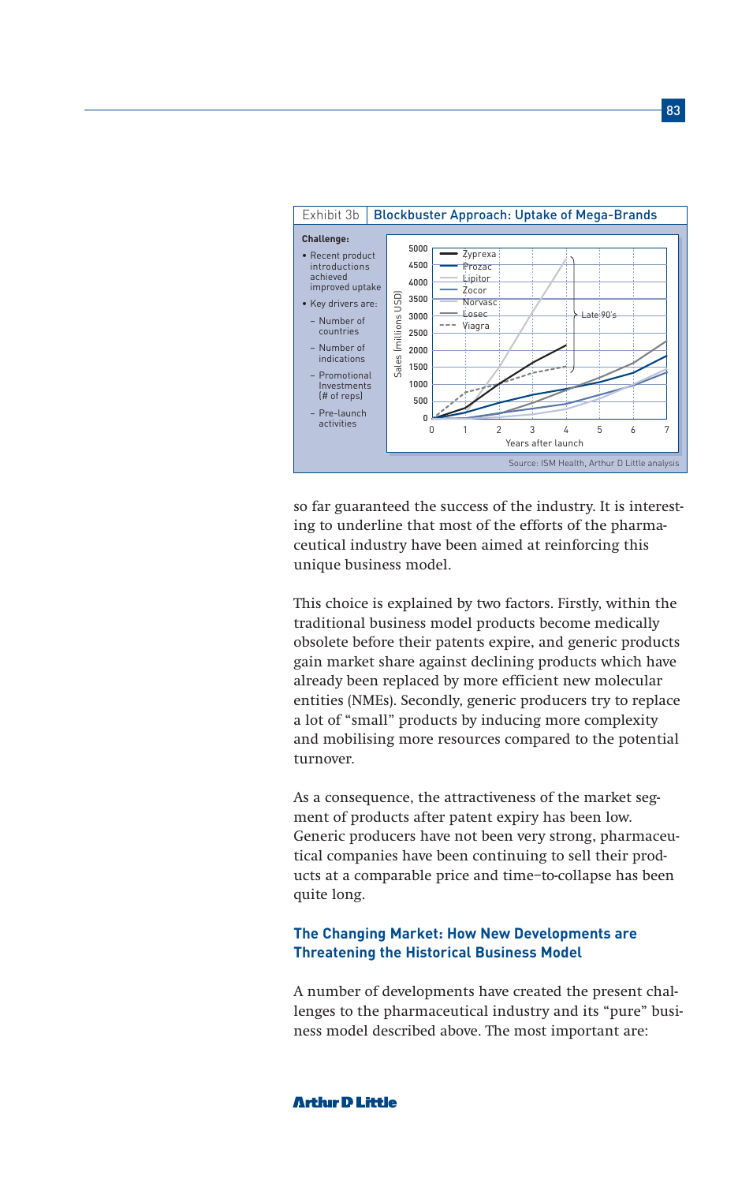Exhibit 3b | Blockbuster Approach: Uptake of Mega-Brands

**Challenge:**

- Recent product introductions achieved improved uptake
- Key drivers are:
  - Number of countries
  - Number of indications
  - Promotional Investments (# of reps)
  - Pre-launch activities

Source: ISM Health, Arthur D Little analysis

so far guaranteed the success of the industry. It is interesting to underline that most of the efforts of the pharmaceutical industry have been aimed at reinforcing this unique business model.

This choice is explained by two factors. Firstly, within the traditional business model products become medically obsolete before their patents expire, and generic products gain market share against declining products which have already been replaced by more efficient new molecular entities (NMEs). Secondly, generic producers try to replace a lot of "small" products by inducing more complexity and mobilising more resources compared to the potential turnover.

As a consequence, the attractiveness of the market segment of products after patent expiry has been low. Generic producers have not been very strong, pharmaceutical companies have been continuing to sell their products at a comparable price and time–to-collapse has been quite long.

### The Changing Market: How New Developments are Threatening the Historical Business Model

A number of developments have created the present challenges to the pharmaceutical industry and its "pure" business model described above. The most important are: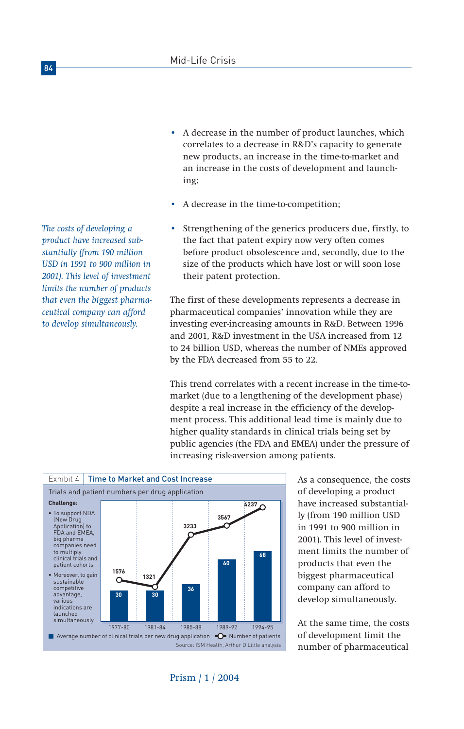- A decrease in the number of product launches, which correlates to a decrease in R&D's capacity to generate new products, an increase in the time-to-market and an increase in the costs of development and launching;
- A decrease in the time-to-competition;
- Strengthening of the generics producers due, firstly, to the fact that patent expiry now very often comes before product obsolescence and, secondly, due to the size of the products which have lost or will soon lose their patent protection.

*The costs of developing a product have increased substantially (from 190 million USD in 1991 to 900 million in 2001). This level of investment limits the number of products that even the biggest pharmaceutical company can afford to develop simultaneously.*

The first of these developments represents a decrease in pharmaceutical companies' innovation while they are investing ever-increasing amounts in R&D. Between 1996 and 2001, R&D investment in the USA increased from 12 to 24 billion USD, whereas the number of NMEs approved by the FDA decreased from 55 to 22.

This trend correlates with a recent increase in the time-to-market (due to a lengthening of the development phase) despite a real increase in the efficiency of the development process. This additional lead time is mainly due to higher quality standards in clinical trials being set by public agencies (the FDA and EMEA) under the pressure of increasing risk-aversion among patients.

**Exhibit 4 Time to Market and Cost Increase**

Trials and patient numbers per drug application

**Challenge:**

- To support NDA (New Drug Application) to FDA and EMEA, big pharma companies need to multiply clinical trials and patient cohorts
- Moreover, to gain sustainable competitive advantage, various indications are launched simultaneously

| Period | Average number of clinical trials per new drug application | Number of patients |
|---|---|---|
| 1977-80 | 30 | 1576 |
| 1981-84 | 30 | 1321 |
| 1985-88 | 36 | 3233 |
| 1989-92 | 60 | 3567 |
| 1994-95 | 68 | 4237 |

Source: ISM Health, Arthur D Little analysis

As a consequence, the costs of developing a product have increased substantially (from 190 million USD in 1991 to 900 million in 2001). This level of investment limits the number of products that even the biggest pharmaceutical company can afford to develop simultaneously.

At the same time, the costs of development limit the number of pharmaceutical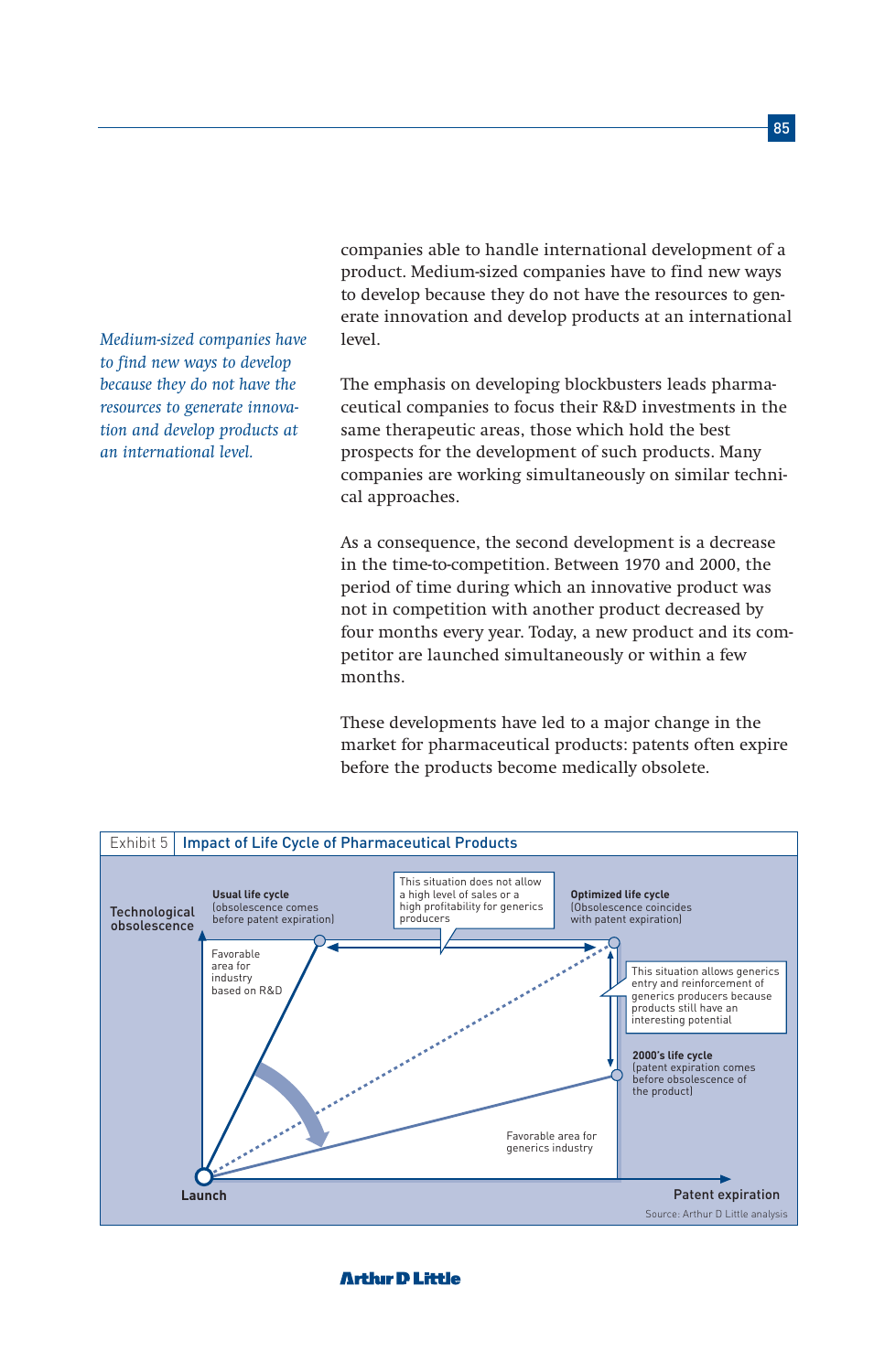companies able to handle international development of a product. Medium-sized companies have to find new ways to develop because they do not have the resources to generate innovation and develop products at an international level.

*Medium-sized companies have to find new ways to develop because they do not have the resources to generate innovation and develop products at an international level.*

The emphasis on developing blockbusters leads pharmaceutical companies to focus their R&D investments in the same therapeutic areas, those which hold the best prospects for the development of such products. Many companies are working simultaneously on similar technical approaches.

As a consequence, the second development is a decrease in the time-to-competition. Between 1970 and 2000, the period of time during which an innovative product was not in competition with another product decreased by four months every year. Today, a new product and its competitor are launched simultaneously or within a few months.

These developments have led to a major change in the market for pharmaceutical products: patents often expire before the products become medically obsolete.

Exhibit 5 | Impact of Life Cycle of Pharmaceutical Products

Technological obsolescence

**Usual life cycle** (obsolescence comes before patent expiration)

This situation does not allow a high level of sales or a high profitability for generics producers

**Optimized life cycle** (Obsolescence coincides with patent expiration)

Favorable area for industry based on R&D

This situation allows generics entry and reinforcement of generics producers because products still have an interesting potential

**2000's life cycle** (patent expiration comes before obsolescence of the product)

Favorable area for generics industry

Launch

Patent expiration

Source: Arthur D Little analysis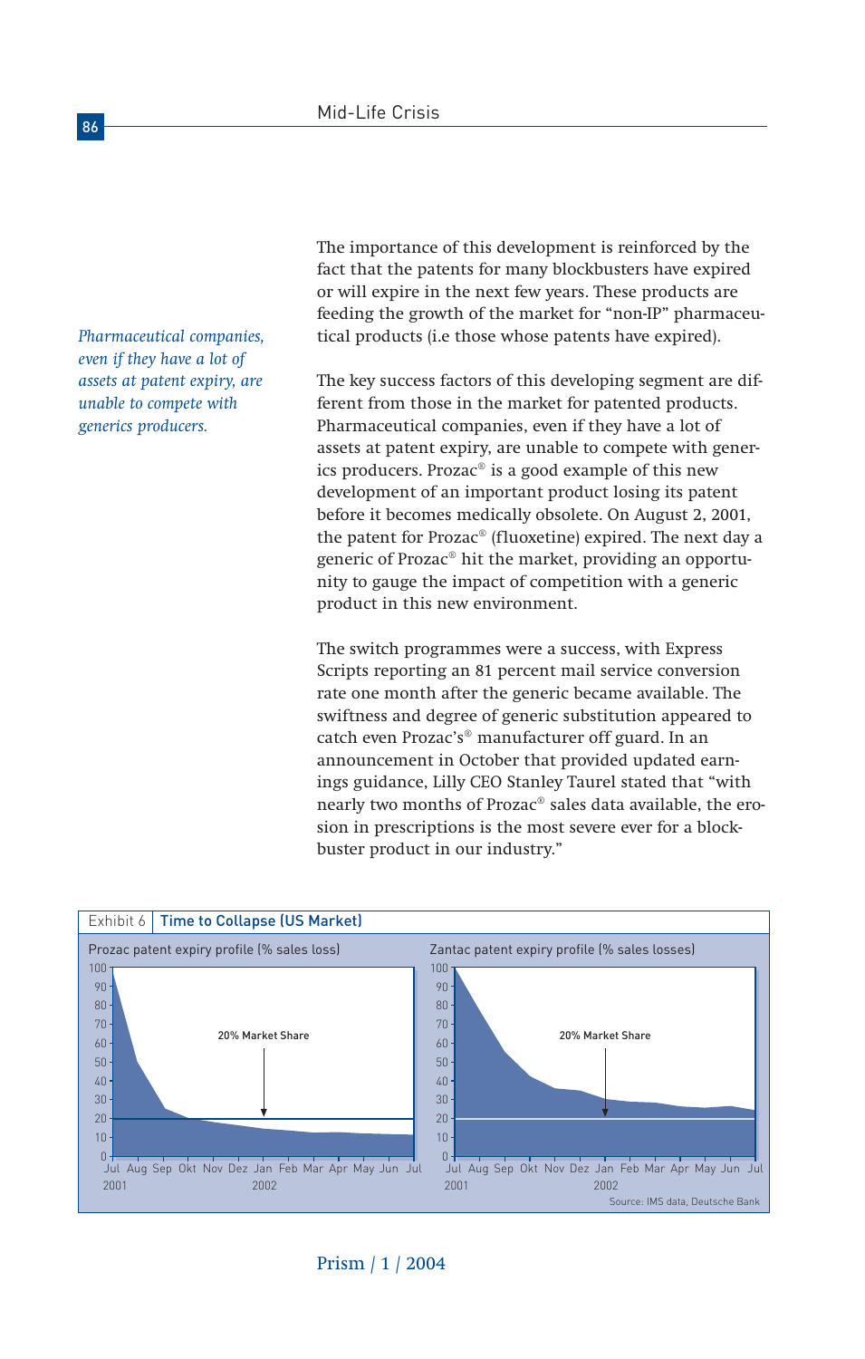The importance of this development is reinforced by the fact that the patents for many blockbusters have expired or will expire in the next few years. These products are feeding the growth of the market for "non-IP" pharmaceutical products (i.e those whose patents have expired).

*Pharmaceutical companies, even if they have a lot of assets at patent expiry, are unable to compete with generics producers.*

The key success factors of this developing segment are different from those in the market for patented products. Pharmaceutical companies, even if they have a lot of assets at patent expiry, are unable to compete with generics producers. Prozac® is a good example of this new development of an important product losing its patent before it becomes medically obsolete. On August 2, 2001, the patent for Prozac® (fluoxetine) expired. The next day a generic of Prozac® hit the market, providing an opportunity to gauge the impact of competition with a generic product in this new environment.

The switch programmes were a success, with Express Scripts reporting an 81 percent mail service conversion rate one month after the generic became available. The swiftness and degree of generic substitution appeared to catch even Prozac's® manufacturer off guard. In an announcement in October that provided updated earnings guidance, Lilly CEO Stanley Taurel stated that "with nearly two months of Prozac® sales data available, the erosion in prescriptions is the most severe ever for a blockbuster product in our industry."

Exhibit 6 | **Time to Collapse (US Market)**

Prozac patent expiry profile (% sales loss) — 20% Market Share

Zantac patent expiry profile (% sales losses) — 20% Market Share

Jul Aug Sep Okt Nov Dez Jan Feb Mar Apr May Jun Jul
2001 2002

Source: IMS data, Deutsche Bank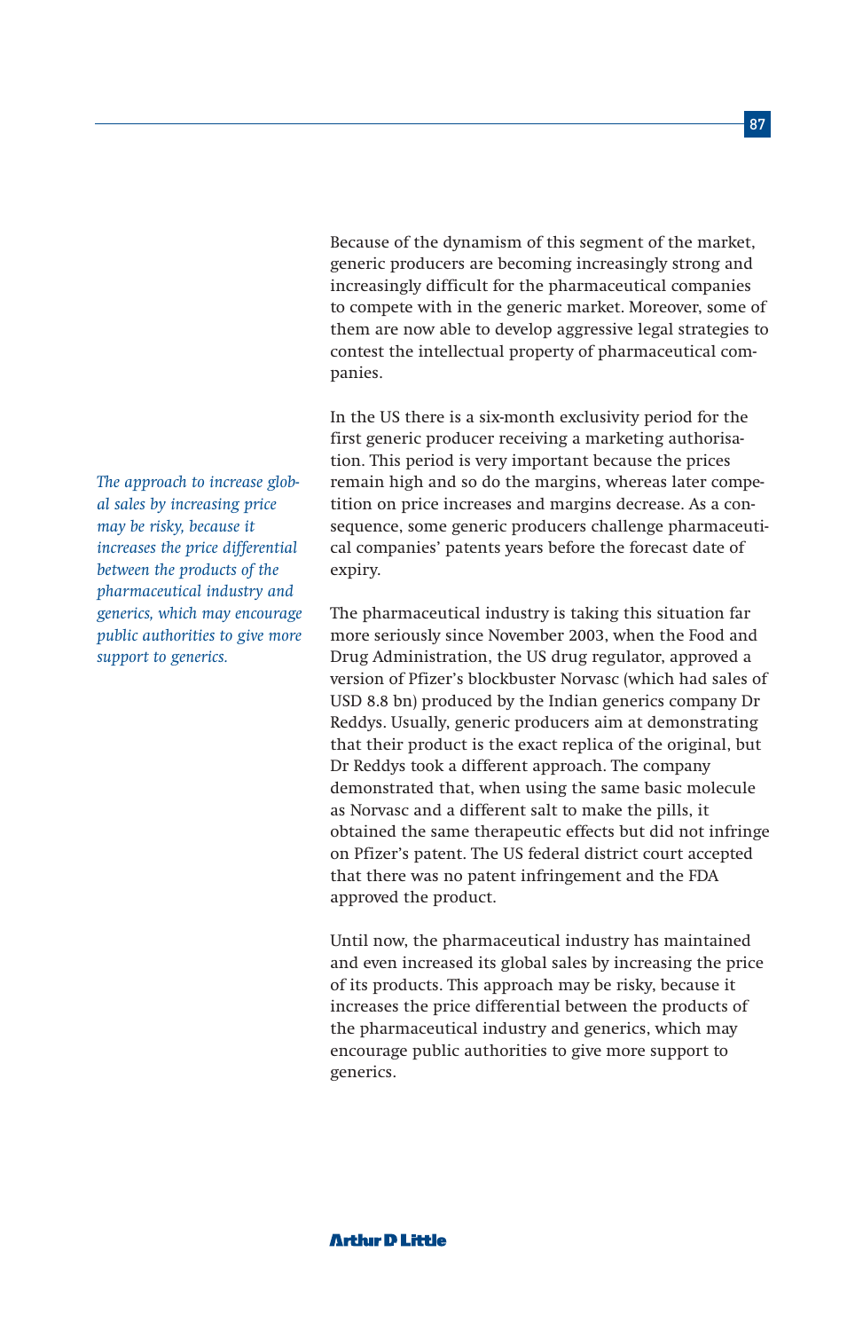Because of the dynamism of this segment of the market, generic producers are becoming increasingly strong and increasingly difficult for the pharmaceutical companies to compete with in the generic market. Moreover, some of them are now able to develop aggressive legal strategies to contest the intellectual property of pharmaceutical companies.

In the US there is a six-month exclusivity period for the first generic producer receiving a marketing authorisation. This period is very important because the prices remain high and so do the margins, whereas later competition on price increases and margins decrease. As a consequence, some generic producers challenge pharmaceutical companies' patents years before the forecast date of expiry.

*The approach to increase global sales by increasing price may be risky, because it increases the price differential between the products of the pharmaceutical industry and generics, which may encourage public authorities to give more support to generics.*

The pharmaceutical industry is taking this situation far more seriously since November 2003, when the Food and Drug Administration, the US drug regulator, approved a version of Pfizer's blockbuster Norvasc (which had sales of USD 8.8 bn) produced by the Indian generics company Dr Reddys. Usually, generic producers aim at demonstrating that their product is the exact replica of the original, but Dr Reddys took a different approach. The company demonstrated that, when using the same basic molecule as Norvasc and a different salt to make the pills, it obtained the same therapeutic effects but did not infringe on Pfizer's patent. The US federal district court accepted that there was no patent infringement and the FDA approved the product.

Until now, the pharmaceutical industry has maintained and even increased its global sales by increasing the price of its products. This approach may be risky, because it increases the price differential between the products of the pharmaceutical industry and generics, which may encourage public authorities to give more support to generics.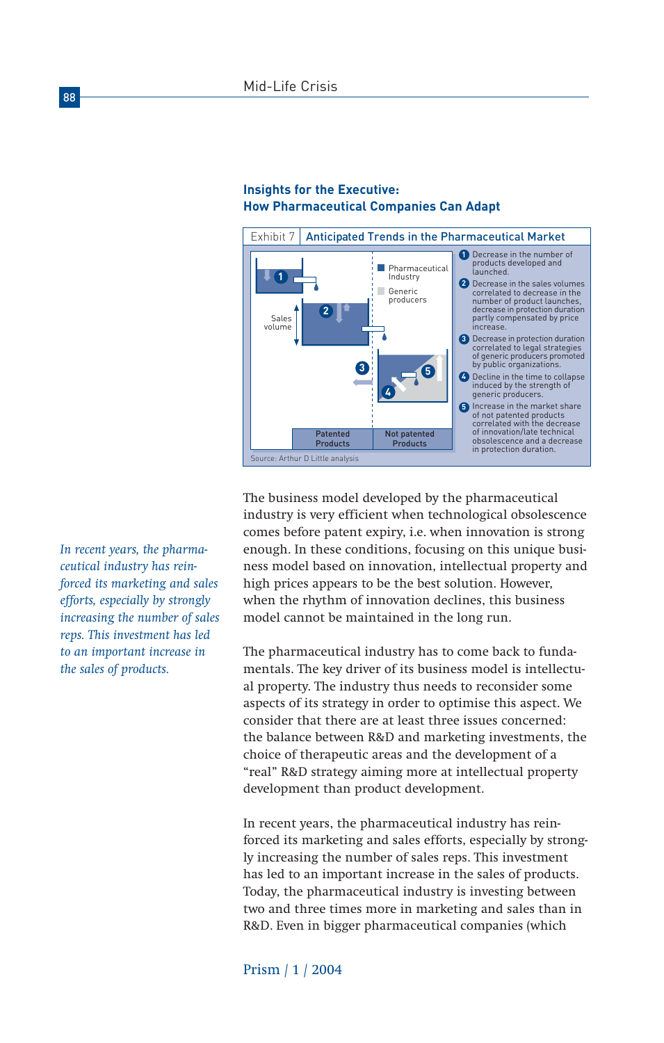### Insights for the Executive: How Pharmaceutical Companies Can Adapt

Exhibit 7 | Anticipated Trends in the Pharmaceutical Market

Pharmaceutical Industry

Generic producers

Sales volume

Patented Products

Not patented Products

1. Decrease in the number of products developed and launched.
2. Decrease in the sales volumes correlated to decrease in the number of product launches, decrease in protection duration partly compensated by price increase.
3. Decrease in protection duration correlated to legal strategies of generic producers promoted by public organizations.
4. Decline in the time to collapse induced by the strength of generic producers.
5. Increase in the market share of not patented products correlated with the decrease of innovation/late technical obsolescence and a decrease in protection duration.

Source: Arthur D Little analysis

*In recent years, the pharmaceutical industry has reinforced its marketing and sales efforts, especially by strongly increasing the number of sales reps. This investment has led to an important increase in the sales of products.*

The business model developed by the pharmaceutical industry is very efficient when technological obsolescence comes before patent expiry, i.e. when innovation is strong enough. In these conditions, focusing on this unique business model based on innovation, intellectual property and high prices appears to be the best solution. However, when the rhythm of innovation declines, this business model cannot be maintained in the long run.

The pharmaceutical industry has to come back to fundamentals. The key driver of its business model is intellectual property. The industry thus needs to reconsider some aspects of its strategy in order to optimise this aspect. We consider that there are at least three issues concerned: the balance between R&D and marketing investments, the choice of therapeutic areas and the development of a "real" R&D strategy aiming more at intellectual property development than product development.

In recent years, the pharmaceutical industry has reinforced its marketing and sales efforts, especially by strongly increasing the number of sales reps. This investment has led to an important increase in the sales of products. Today, the pharmaceutical industry is investing between two and three times more in marketing and sales than in R&D. Even in bigger pharmaceutical companies (which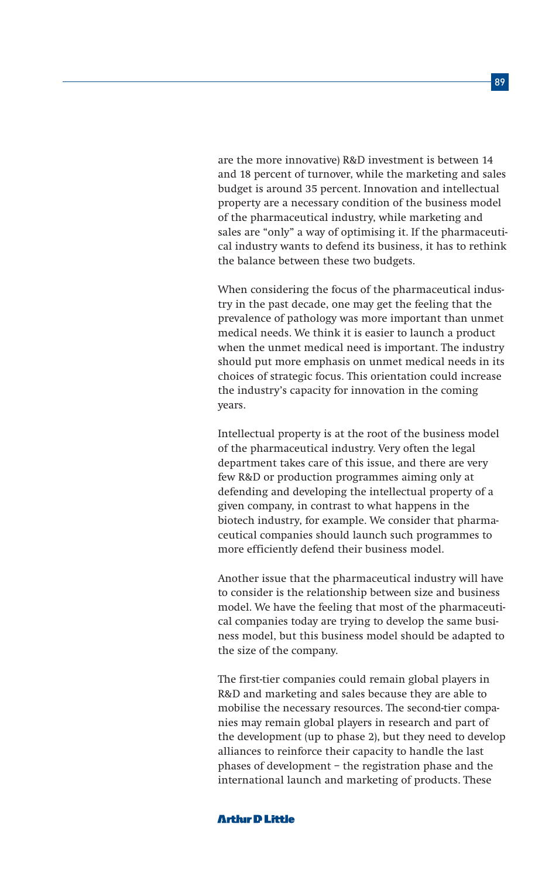are the more innovative) R&D investment is between 14 and 18 percent of turnover, while the marketing and sales budget is around 35 percent. Innovation and intellectual property are a necessary condition of the business model of the pharmaceutical industry, while marketing and sales are "only" a way of optimising it. If the pharmaceutical industry wants to defend its business, it has to rethink the balance between these two budgets.

When considering the focus of the pharmaceutical industry in the past decade, one may get the feeling that the prevalence of pathology was more important than unmet medical needs. We think it is easier to launch a product when the unmet medical need is important. The industry should put more emphasis on unmet medical needs in its choices of strategic focus. This orientation could increase the industry's capacity for innovation in the coming years.

Intellectual property is at the root of the business model of the pharmaceutical industry. Very often the legal department takes care of this issue, and there are very few R&D or production programmes aiming only at defending and developing the intellectual property of a given company, in contrast to what happens in the biotech industry, for example. We consider that pharmaceutical companies should launch such programmes to more efficiently defend their business model.

Another issue that the pharmaceutical industry will have to consider is the relationship between size and business model. We have the feeling that most of the pharmaceutical companies today are trying to develop the same business model, but this business model should be adapted to the size of the company.

The first-tier companies could remain global players in R&D and marketing and sales because they are able to mobilise the necessary resources. The second-tier companies may remain global players in research and part of the development (up to phase 2), but they need to develop alliances to reinforce their capacity to handle the last phases of development – the registration phase and the international launch and marketing of products. These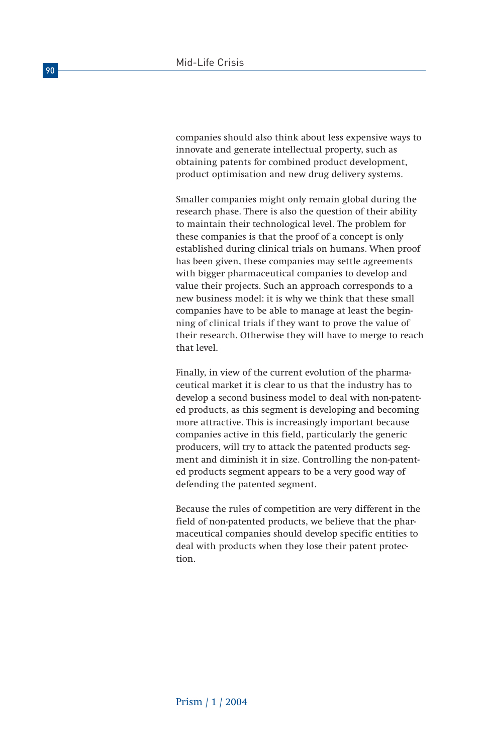companies should also think about less expensive ways to innovate and generate intellectual property, such as obtaining patents for combined product development, product optimisation and new drug delivery systems.

Smaller companies might only remain global during the research phase. There is also the question of their ability to maintain their technological level. The problem for these companies is that the proof of a concept is only established during clinical trials on humans. When proof has been given, these companies may settle agreements with bigger pharmaceutical companies to develop and value their projects. Such an approach corresponds to a new business model: it is why we think that these small companies have to be able to manage at least the beginning of clinical trials if they want to prove the value of their research. Otherwise they will have to merge to reach that level.

Finally, in view of the current evolution of the pharmaceutical market it is clear to us that the industry has to develop a second business model to deal with non-patented products, as this segment is developing and becoming more attractive. This is increasingly important because companies active in this field, particularly the generic producers, will try to attack the patented products segment and diminish it in size. Controlling the non-patented products segment appears to be a very good way of defending the patented segment.

Because the rules of competition are very different in the field of non-patented products, we believe that the pharmaceutical companies should develop specific entities to deal with products when they lose their patent protection.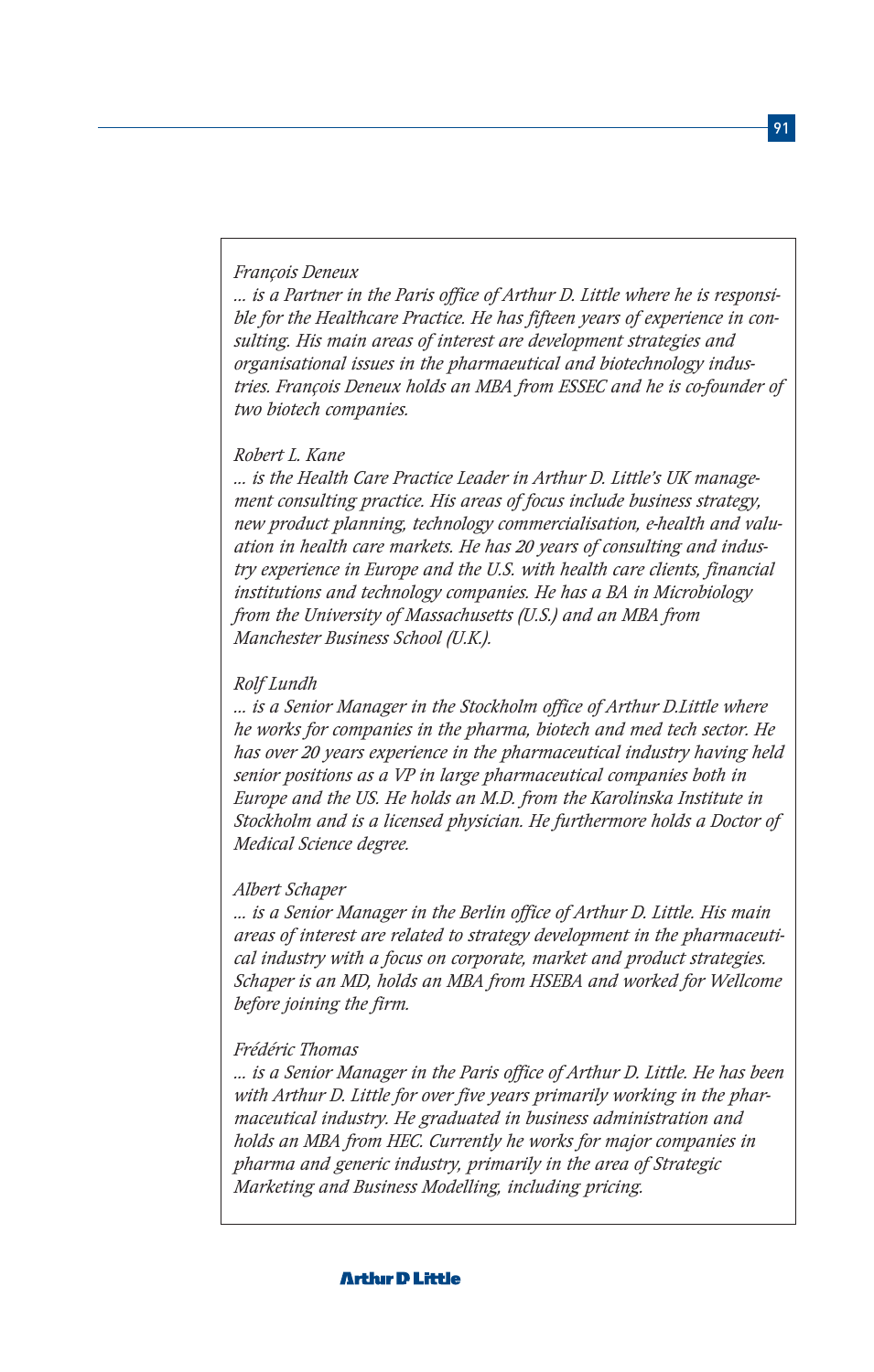*François Deneux*
*... is a Partner in the Paris office of Arthur D. Little where he is responsible for the Healthcare Practice. He has fifteen years of experience in consulting. His main areas of interest are development strategies and organisational issues in the pharmaceutical and biotechnology industries. François Deneux holds an MBA from ESSEC and he is co-founder of two biotech companies.*

*Robert L. Kane*
*... is the Health Care Practice Leader in Arthur D. Little's UK management consulting practice. His areas of focus include business strategy, new product planning, technology commercialisation, e-health and valuation in health care markets. He has 20 years of consulting and industry experience in Europe and the U.S. with health care clients, financial institutions and technology companies. He has a BA in Microbiology from the University of Massachusetts (U.S.) and an MBA from Manchester Business School (U.K.).*

*Rolf Lundh*
*... is a Senior Manager in the Stockholm office of Arthur D.Little where he works for companies in the pharma, biotech and med tech sector. He has over 20 years experience in the pharmaceutical industry having held senior positions as a VP in large pharmaceutical companies both in Europe and the US. He holds an M.D. from the Karolinska Institute in Stockholm and is a licensed physician. He furthermore holds a Doctor of Medical Science degree.*

*Albert Schaper*
*... is a Senior Manager in the Berlin office of Arthur D. Little. His main areas of interest are related to strategy development in the pharmaceutical industry with a focus on corporate, market and product strategies. Schaper is an MD, holds an MBA from HSEBA and worked for Wellcome before joining the firm.*

*Frédéric Thomas*
*... is a Senior Manager in the Paris office of Arthur D. Little. He has been with Arthur D. Little for over five years primarily working in the pharmaceutical industry. He graduated in business administration and holds an MBA from HEC. Currently he works for major companies in pharma and generic industry, primarily in the area of Strategic Marketing and Business Modelling, including pricing.*